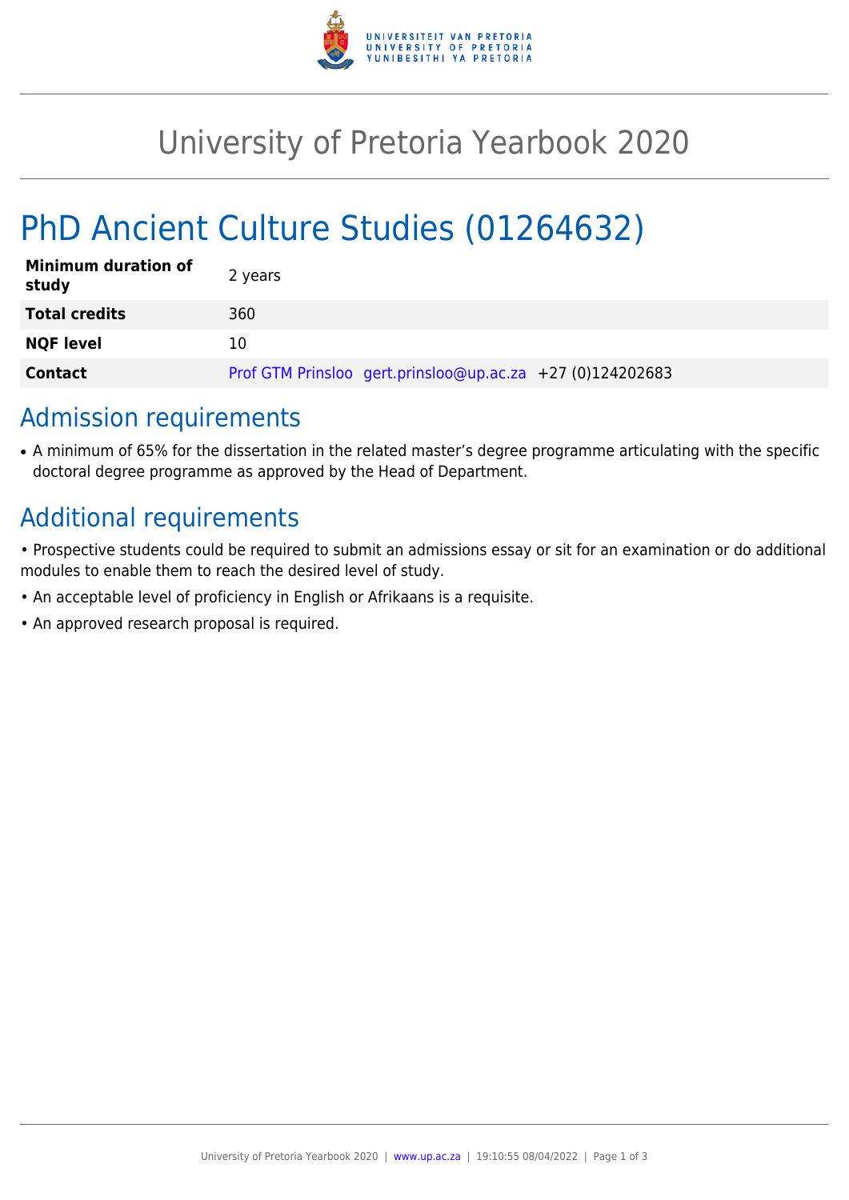# University of Pretoria Yearbook 2020

# PhD Ancient Culture Studies (01264632)

| | |
|---|---|
| **Minimum duration of study** | 2 years |
| **Total credits** | 360 |
| **NQF level** | 10 |
| **Contact** | Prof GTM Prinsloo gert.prinsloo@up.ac.za +27 (0)124202683 |

## Admission requirements

- A minimum of 65% for the dissertation in the related master's degree programme articulating with the specific doctoral degree programme as approved by the Head of Department.

## Additional requirements

• Prospective students could be required to submit an admissions essay or sit for an examination or do additional modules to enable them to reach the desired level of study.

• An acceptable level of proficiency in English or Afrikaans is a requisite.

• An approved research proposal is required.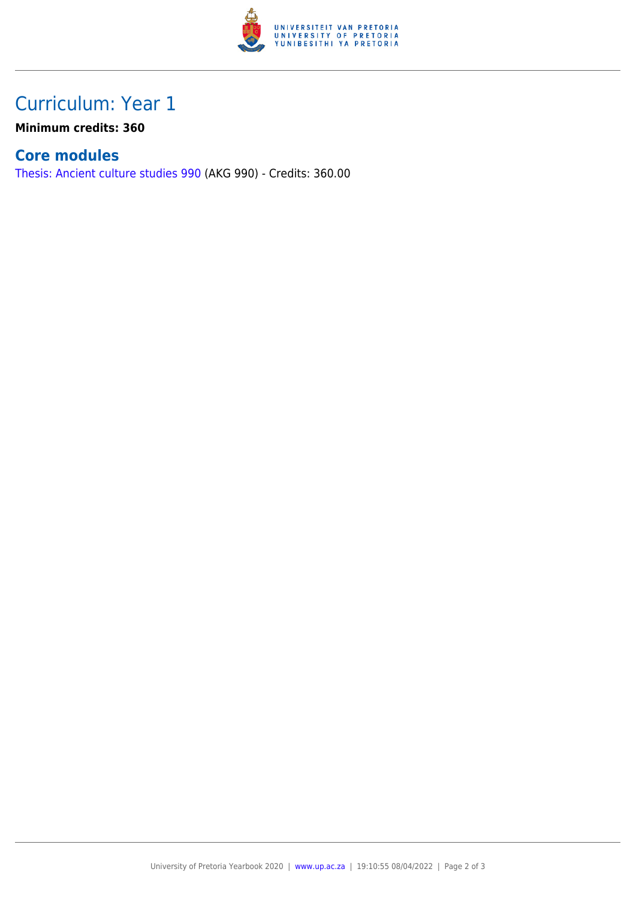# Curriculum: Year 1

**Minimum credits: 360**

## Core modules

Thesis: Ancient culture studies 990 (AKG 990) - Credits: 360.00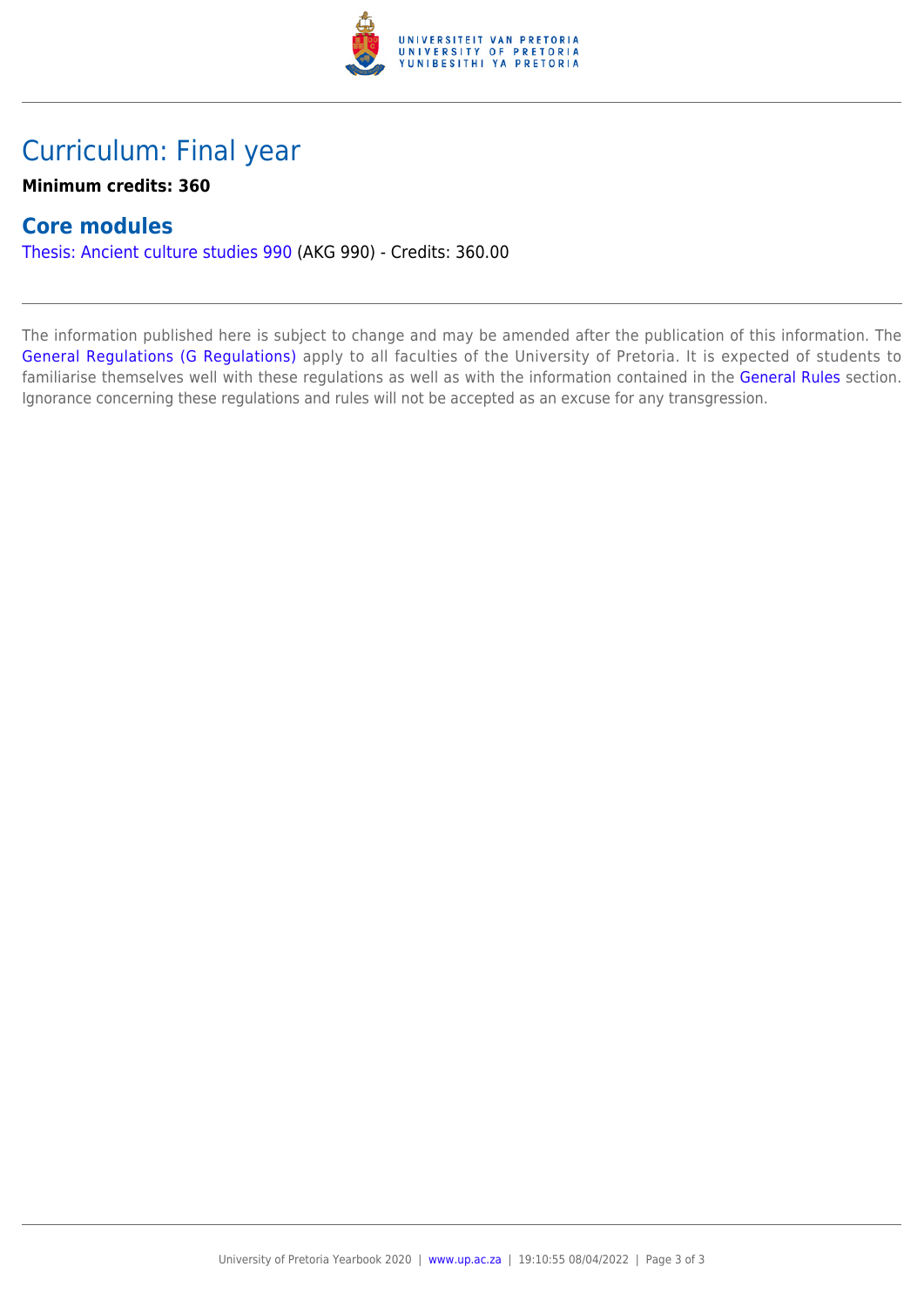## Curriculum: Final year

**Minimum credits: 360**

### Core modules

Thesis: Ancient culture studies 990 (AKG 990) - Credits: 360.00

The information published here is subject to change and may be amended after the publication of this information. The General Regulations (G Regulations) apply to all faculties of the University of Pretoria. It is expected of students to familiarise themselves well with these regulations as well as with the information contained in the General Rules section. Ignorance concerning these regulations and rules will not be accepted as an excuse for any transgression.